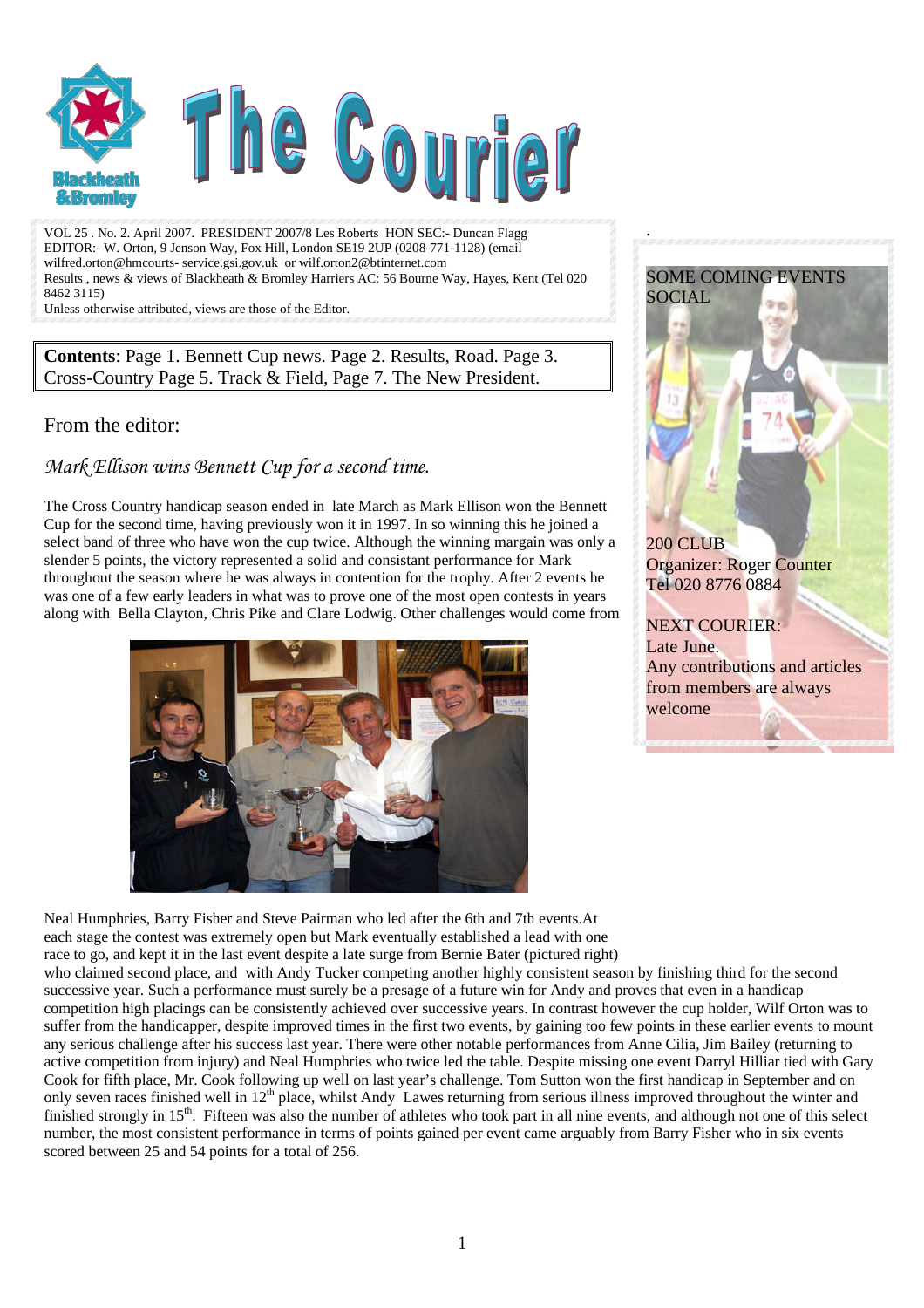# The Courier

Blackheath & Bromley

VOL 25 . No. 2. April 2007. PRESIDENT 2007/8 Les Roberts HON SEC:- Duncan Flagg
EDITOR:- W. Orton, 9 Jenson Way, Fox Hill, London SE19 2UP (0208-771-1128) (email wilfred.orton@hmcourts- service.gsi.gov.uk or wilf.orton2@btinternet.com
Results , news & views of Blackheath & Bromley Harriers AC: 56 Bourne Way, Hayes, Kent (Tel 020 8462 3115)
Unless otherwise attributed, views are those of the Editor.

**Contents**: Page 1. Bennett Cup news. Page 2. Results, Road. Page 3. Cross-Country Page 5. Track & Field, Page 7. The New President.

## From the editor:

### *Mark Ellison wins Bennett Cup for a second time.*

The Cross Country handicap season ended in late March as Mark Ellison won the Bennett Cup for the second time, having previously won it in 1997. In so winning this he joined a select band of three who have won the cup twice. Although the winning margin was only a slender 5 points, the victory represented a solid and consistant performance for Mark throughout the season where he was always in contention for the trophy. After 2 events he was one of a few early leaders in what was to prove one of the most open contests in years along with Bella Clayton, Chris Pike and Clare Lodwig. Other challenges would come from Neal Humphries, Barry Fisher and Steve Pairman who led after the 6th and 7th events.At each stage the contest was extremely open but Mark eventually established a lead with one race to go, and kept it in the last event despite a late surge from Bernie Bater (pictured right) who claimed second place, and with Andy Tucker competing another highly consistent season by finishing third for the second successive year. Such a performance must surely be a presage of a future win for Andy and proves that even in a handicap competition high placings can be consistently achieved over successive years. In contrast however the cup holder, Wilf Orton was to suffer from the handicapper, despite improved times in the first two events, by gaining too few points in these earlier events to mount any serious challenge after his success last year. There were other notable performances from Anne Cilia, Jim Bailey (returning to active competition from injury) and Neal Humphries who twice led the table. Despite missing one event Darryl Hilliar tied with Gary Cook for fifth place, Mr. Cook following up well on last year's challenge. Tom Sutton won the first handicap in September and on only seven races finished well in 12th place, whilst Andy Lawes returning from serious illness improved throughout the winter and finished strongly in 15th. Fifteen was also the number of athletes who took part in all nine events, and although not one of this select number, the most consistent performance in terms of points gained per event came arguably from Barry Fisher who in six events scored between 25 and 54 points for a total of 256.

SOME COMING EVENTS
SOCIAL

200 CLUB
Organizer: Roger Counter
Tel 020 8776 0884

NEXT COURIER:
Late June.
Any contributions and articles from members are always welcome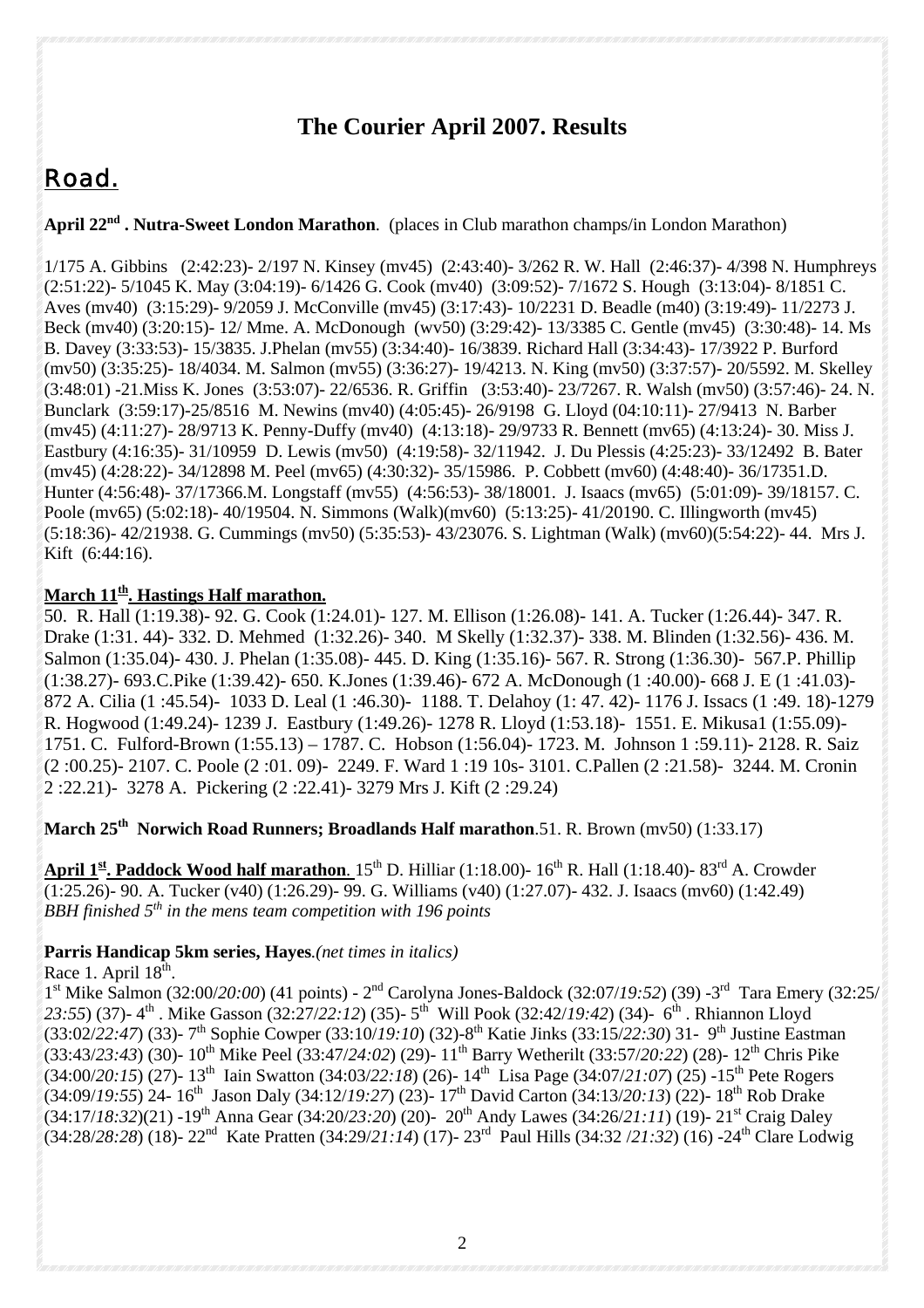# The Courier April 2007. Results

## Road.

**April 22nd . Nutra-Sweet London Marathon**. (places in Club marathon champs/in London Marathon)

1/175 A. Gibbins (2:42:23)- 2/197 N. Kinsey (mv45) (2:43:40)- 3/262 R. W. Hall (2:46:37)- 4/398 N. Humphreys (2:51:22)- 5/1045 K. May (3:04:19)- 6/1426 G. Cook (mv40) (3:09:52)- 7/1672 S. Hough (3:13:04)- 8/1851 C. Aves (mv40) (3:15:29)- 9/2059 J. McConville (mv45) (3:17:43)- 10/2231 D. Beadle (m40) (3:19:49)- 11/2273 J. Beck (mv40) (3:20:15)- 12/ Mme. A. McDonough (wv50) (3:29:42)- 13/3385 C. Gentle (mv45) (3:30:48)- 14. Ms B. Davey (3:33:53)- 15/3835. J.Phelan (mv55) (3:34:40)- 16/3839. Richard Hall (3:34:43)- 17/3922 P. Burford (mv50) (3:35:25)- 18/4034. M. Salmon (mv55) (3:36:27)- 19/4213. N. King (mv50) (3:37:57)- 20/5592. M. Skelley (3:48:01) -21.Miss K. Jones (3:53:07)- 22/6536. R. Griffin (3:53:40)- 23/7267. R. Walsh (mv50) (3:57:46)- 24. N. Bunclark (3:59:17)-25/8516 M. Newins (mv40) (4:05:45)- 26/9198 G. Lloyd (04:10:11)- 27/9413 N. Barber (mv45) (4:11:27)- 28/9713 K. Penny-Duffy (mv40) (4:13:18)- 29/9733 R. Bennett (mv65) (4:13:24)- 30. Miss J. Eastbury (4:16:35)- 31/10959 D. Lewis (mv50) (4:19:58)- 32/11942. J. Du Plessis (4:25:23)- 33/12492 B. Bater (mv45) (4:28:22)- 34/12898 M. Peel (mv65) (4:30:32)- 35/15986. P. Cobbett (mv60) (4:48:40)- 36/17351.D. Hunter (4:56:48)- 37/17366.M. Longstaff (mv55) (4:56:53)- 38/18001. J. Isaacs (mv65) (5:01:09)- 39/18157. C. Poole (mv65) (5:02:18)- 40/19504. N. Simmons (Walk)(mv60) (5:13:25)- 41/20190. C. Illingworth (mv45) (5:18:36)- 42/21938. G. Cummings (mv50) (5:35:53)- 43/23076. S. Lightman (Walk) (mv60)(5:54:22)- 44. Mrs J. Kift (6:44:16).

**March 11th. Hastings Half marathon.**

50. R. Hall (1:19.38)- 92. G. Cook (1:24.01)- 127. M. Ellison (1:26.08)- 141. A. Tucker (1:26.44)- 347. R. Drake (1:31. 44)- 332. D. Mehmed (1:32.26)- 340. M Skelly (1:32.37)- 338. M. Blinden (1:32.56)- 436. M. Salmon (1:35.04)- 430. J. Phelan (1:35.08)- 445. D. King (1:35.16)- 567. R. Strong (1:36.30)- 567.P. Phillip (1:38.27)- 693.C.Pike (1:39.42)- 650. K.Jones (1:39.46)- 672 A. McDonough (1 :40.00)- 668 J. E (1 :41.03)- 872 A. Cilia (1 :45.54)- 1033 D. Leal (1 :46.30)- 1188. T. Delahoy (1: 47. 42)- 1176 J. Issacs (1 :49. 18)-1279 R. Hogwood (1:49.24)- 1239 J. Eastbury (1:49.26)- 1278 R. Lloyd (1:53.18)- 1551. E. Mikusa1 (1:55.09)- 1751. C. Fulford-Brown (1:55.13) – 1787. C. Hobson (1:56.04)- 1723. M. Johnson 1 :59.11)- 2128. R. Saiz (2 :00.25)- 2107. C. Poole (2 :01. 09)- 2249. F. Ward 1 :19 10s- 3101. C.Pallen (2 :21.58)- 3244. M. Cronin 2 :22.21)- 3278 A. Pickering (2 :22.41)- 3279 Mrs J. Kift (2 :29.24)

**March 25th Norwich Road Runners; Broadlands Half marathon**.51. R. Brown (mv50) (1:33.17)

**April 1st. Paddock Wood half marathon**. 15th D. Hilliar (1:18.00)- 16th R. Hall (1:18.40)- 83rd A. Crowder (1:25.26)- 90. A. Tucker (v40) (1:26.29)- 99. G. Williams (v40) (1:27.07)- 432. J. Isaacs (mv60) (1:42.49)
*BBH finished 5th in the mens team competition with 196 points*

**Parris Handicap 5km series, Hayes**.*(net times in italics)*
Race 1. April 18th.
1st Mike Salmon (32:00/*20:00*) (41 points) - 2nd Carolyna Jones-Baldock (32:07/*19:52*) (39) -3rd Tara Emery (32:25/*23:55*) (37)- 4th . Mike Gasson (32:27/*22:12*) (35)- 5th Will Pook (32:42/*19:42*) (34)- 6th . Rhiannon Lloyd (33:02/*22:47*) (33)- 7th Sophie Cowper (33:10/*19:10*) (32)-8th Katie Jinks (33:15/*22:30*) 31- 9th Justine Eastman (33:43/*23:43*) (30)- 10th Mike Peel (33:47/*24:02*) (29)- 11th Barry Wetherilt (33:57/*20:22*) (28)- 12th Chris Pike (34:00/*20:15*) (27)- 13th Iain Swatton (34:03/*22:18*) (26)- 14th Lisa Page (34:07/*21:07*) (25) -15th Pete Rogers (34:09/*19:55*) 24- 16th Jason Daly (34:12/*19:27*) (23)- 17th David Carton (34:13/*20:13*) (22)- 18th Rob Drake (34:17/*18:32*)(21) -19th Anna Gear (34:20/*23:20*) (20)- 20th Andy Lawes (34:26/*21:11*) (19)- 21st Craig Daley (34:28/*28:28*) (18)- 22nd Kate Pratten (34:29/*21:14*) (17)- 23rd Paul Hills (34:32 /*21:32*) (16) -24th Clare Lodwig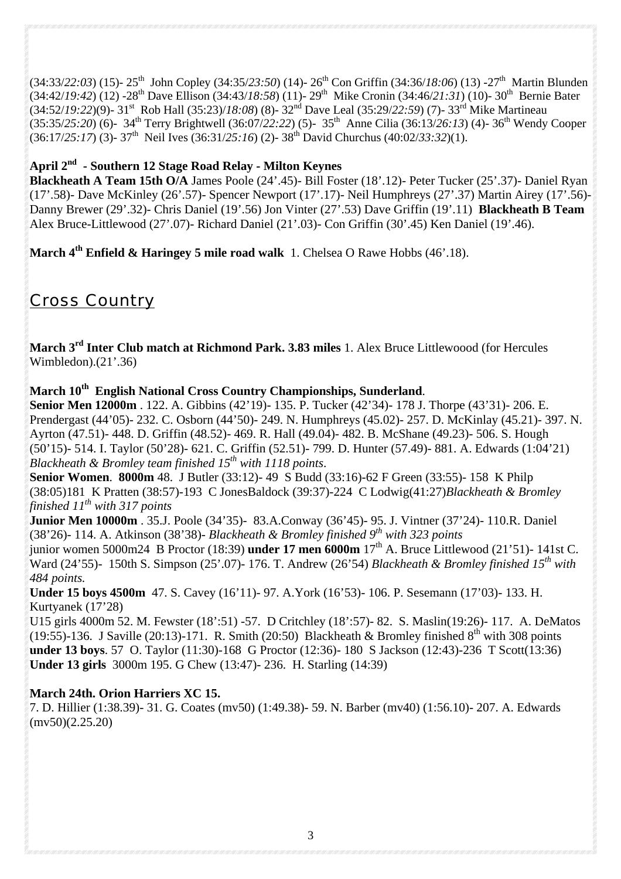(34:33/*22:03*) (15)- 25th John Copley (34:35/*23:50*) (14)- 26th Con Griffin (34:36/*18:06*) (13) -27th Martin Blunden (34:42/*19:42*) (12) -28th Dave Ellison (34:43/*18:58*) (11)- 29th Mike Cronin (34:46/*21:31*) (10)- 30th Bernie Bater (34:52/*19:22*)(9)- 31st Rob Hall (35:23)/*18:08*) (8)- 32nd Dave Leal (35:29/*22:59*) (7)- 33rd Mike Martineau (35:35/*25:20*) (6)- 34th Terry Brightwell (36:07/*22:22*) (5)- 35th Anne Cilia (36:13/*26:13*) (4)- 36th Wendy Cooper (36:17/*25:17*) (3)- 37th Neil Ives (36:31/*25:16*) (2)- 38th David Churchus (40:02/*33:32*)(1).

**April 2nd - Southern 12 Stage Road Relay - Milton Keynes**
**Blackheath A Team 15th O/A** James Poole (24'.45)- Bill Foster (18'.12)- Peter Tucker (25'.37)- Daniel Ryan (17'.58)- Dave McKinley (26'.57)- Spencer Newport (17'.17)- Neil Humphreys (27'.37) Martin Airey (17'.56)- Danny Brewer (29'.32)- Chris Daniel (19'.56) Jon Vinter (27'.53) Dave Griffin (19'.11) **Blackheath B Team** Alex Bruce-Littlewood (27'.07)- Richard Daniel (21'.03)- Con Griffin (30'.45) Ken Daniel (19'.46).

**March 4th Enfield & Haringey 5 mile road walk** 1. Chelsea O Rawe Hobbs (46'.18).

## Cross Country

**March 3rd Inter Club match at Richmond Park. 3.83 miles** 1. Alex Bruce Littlewoood (for Hercules Wimbledon).(21'.36)

**March 10th English National Cross Country Championships, Sunderland**.
**Senior Men 12000m** . 122. A. Gibbins (42'19)- 135. P. Tucker (42'34)- 178 J. Thorpe (43'31)- 206. E. Prendergast (44'05)- 232. C. Osborn (44'50)- 249. N. Humphreys (45.02)- 257. D. McKinlay (45.21)- 397. N. Ayrton (47.51)- 448. D. Griffin (48.52)- 469. R. Hall (49.04)- 482. B. McShane (49.23)- 506. S. Hough (50'15)- 514. I. Taylor (50'28)- 621. C. Griffin (52.51)- 799. D. Hunter (57.49)- 881. A. Edwards (1:04'21) *Blackheath & Bromley team finished 15th with 1118 points*.
**Senior Women**. **8000m** 48. J Butler (33:12)- 49 S Budd (33:16)-62 F Green (33:55)- 158 K Philp (38:05)181 K Pratten (38:57)-193 C JonesBaldock (39:37)-224 C Lodwig(41:27)*Blackheath & Bromley finished 11th with 317 points*
**Junior Men 10000m** . 35.J. Poole (34'35)- 83.A.Conway (36'45)- 95. J. Vintner (37'24)- 110.R. Daniel (38'26)- 114. A. Atkinson (38'38)- *Blackheath & Bromley finished 9th with 323 points*
junior women 5000m24 B Proctor (18:39) **under 17 men 6000m** 17th A. Bruce Littlewood (21'51)- 141st C. Ward (24'55)- 150th S. Simpson (25'.07)- 176. T. Andrew (26'54) *Blackheath & Bromley finished 15th with 484 points.*
**Under 15 boys 4500m** 47. S. Cavey (16'11)- 97. A.York (16'53)- 106. P. Sesemann (17'03)- 133. H. Kurtyanek (17'28)
U15 girls 4000m 52. M. Fewster (18':51) -57. D Critchley (18':57)- 82. S. Maslin(19:26)- 117. A. DeMatos (19:55)-136. J Saville (20:13)-171. R. Smith (20:50) Blackheath & Bromley finished 8th with 308 points
**under 13 boys**. 57 O. Taylor (11:30)-168 G Proctor (12:36)- 180 S Jackson (12:43)-236 T Scott(13:36)
**Under 13 girls** 3000m 195. G Chew (13:47)- 236. H. Starling (14:39)

**March 24th. Orion Harriers XC 15.**
7. D. Hillier (1:38.39)- 31. G. Coates (mv50) (1:49.38)- 59. N. Barber (mv40) (1:56.10)- 207. A. Edwards (mv50)(2.25.20)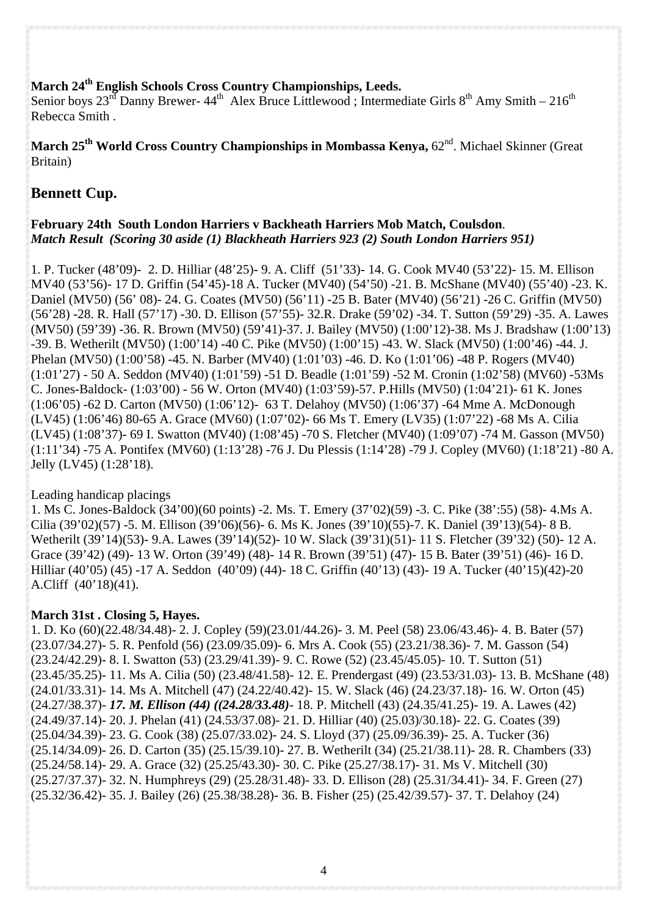**March 24th English Schools Cross Country Championships, Leeds.**
Senior boys 23rd Danny Brewer- 44th Alex Bruce Littlewood ; Intermediate Girls 8th Amy Smith – 216th Rebecca Smith .

**March 25th World Cross Country Championships in Mombassa Kenya,** 62nd. Michael Skinner (Great Britain)

## Bennett Cup.

**February 24th South London Harriers v Backheath Harriers Mob Match, Coulsdon**.
***Match Result (Scoring 30 aside (1) Blackheath Harriers 923 (2) South London Harriers 951)***

1. P. Tucker (48'09)- 2. D. Hilliar (48'25)- 9. A. Cliff (51'33)- 14. G. Cook MV40 (53'22)- 15. M. Ellison MV40 (53'56)- 17 D. Griffin (54'45)-18 A. Tucker (MV40) (54'50) -21. B. McShane (MV40) (55'40) -23. K. Daniel (MV50) (56' 08)- 24. G. Coates (MV50) (56'11) -25 B. Bater (MV40) (56'21) -26 C. Griffin (MV50) (56'28) -28. R. Hall (57'17) -30. D. Ellison (57'55)- 32.R. Drake (59'02) -34. T. Sutton (59'29) -35. A. Lawes (MV50) (59'39) -36. R. Brown (MV50) (59'41)-37. J. Bailey (MV50) (1:00'12)-38. Ms J. Bradshaw (1:00'13) -39. B. Wetherilt (MV50) (1:00'14) -40 C. Pike (MV50) (1:00'15) -43. W. Slack (MV50) (1:00'46) -44. J. Phelan (MV50) (1:00'58) -45. N. Barber (MV40) (1:01'03) -46. D. Ko (1:01'06) -48 P. Rogers (MV40) (1:01'27) - 50 A. Seddon (MV40) (1:01'59) -51 D. Beadle (1:01'59) -52 M. Cronin (1:02'58) (MV60) -53Ms C. Jones-Baldock- (1:03'00) - 56 W. Orton (MV40) (1:03'59)-57. P.Hills (MV50) (1:04'21)- 61 K. Jones (1:06'05) -62 D. Carton (MV50) (1:06'12)- 63 T. Delahoy (MV50) (1:06'37) -64 Mme A. McDonough (LV45) (1:06'46) 80-65 A. Grace (MV60) (1:07'02)- 66 Ms T. Emery (LV35) (1:07'22) -68 Ms A. Cilia (LV45) (1:08'37)- 69 I. Swatton (MV40) (1:08'45) -70 S. Fletcher (MV40) (1:09'07) -74 M. Gasson (MV50) (1:11'34) -75 A. Pontifex (MV60) (1:13'28) -76 J. Du Plessis (1:14'28) -79 J. Copley (MV60) (1:18'21) -80 A. Jelly (LV45) (1:28'18).

Leading handicap placings
1. Ms C. Jones-Baldock (34'00)(60 points) -2. Ms. T. Emery (37'02)(59) -3. C. Pike (38':55) (58)- 4.Ms A. Cilia (39'02)(57) -5. M. Ellison (39'06)(56)- 6. Ms K. Jones (39'10)(55)-7. K. Daniel (39'13)(54)- 8 B. Wetherilt (39'14)(53)- 9.A. Lawes (39'14)(52)- 10 W. Slack (39'31)(51)- 11 S. Fletcher (39'32) (50)- 12 A. Grace (39'42) (49)- 13 W. Orton (39'49) (48)- 14 R. Brown (39'51) (47)- 15 B. Bater (39'51) (46)- 16 D. Hilliar (40'05) (45) -17 A. Seddon (40'09) (44)- 18 C. Griffin (40'13) (43)- 19 A. Tucker (40'15)(42)-20 A.Cliff (40'18)(41).

**March 31st . Closing 5, Hayes.**
1. D. Ko (60)(22.48/34.48)- 2. J. Copley (59)(23.01/44.26)- 3. M. Peel (58) 23.06/43.46)- 4. B. Bater (57) (23.07/34.27)- 5. R. Penfold (56) (23.09/35.09)- 6. Mrs A. Cook (55) (23.21/38.36)- 7. M. Gasson (54) (23.24/42.29)- 8. I. Swatton (53) (23.29/41.39)- 9. C. Rowe (52) (23.45/45.05)- 10. T. Sutton (51) (23.45/35.25)- 11. Ms A. Cilia (50) (23.48/41.58)- 12. E. Prendergast (49) (23.53/31.03)- 13. B. McShane (48) (24.01/33.31)- 14. Ms A. Mitchell (47) (24.22/40.42)- 15. W. Slack (46) (24.23/37.18)- 16. W. Orton (45) (24.27/38.37)- ***17. M. Ellison (44) ((24.28/33.48)***- 18. P. Mitchell (43) (24.35/41.25)- 19. A. Lawes (42) (24.49/37.14)- 20. J. Phelan (41) (24.53/37.08)- 21. D. Hilliar (40) (25.03/30.18)- 22. G. Coates (39) (25.04/34.39)- 23. G. Cook (38) (25.07/33.02)- 24. S. Lloyd (37) (25.09/36.39)- 25. A. Tucker (36) (25.14/34.09)- 26. D. Carton (35) (25.15/39.10)- 27. B. Wetherilt (34) (25.21/38.11)- 28. R. Chambers (33) (25.24/58.14)- 29. A. Grace (32) (25.25/43.30)- 30. C. Pike (25.27/38.17)- 31. Ms V. Mitchell (30) (25.27/37.37)- 32. N. Humphreys (29) (25.28/31.48)- 33. D. Ellison (28) (25.31/34.41)- 34. F. Green (27) (25.32/36.42)- 35. J. Bailey (26) (25.38/38.28)- 36. B. Fisher (25) (25.42/39.57)- 37. T. Delahoy (24)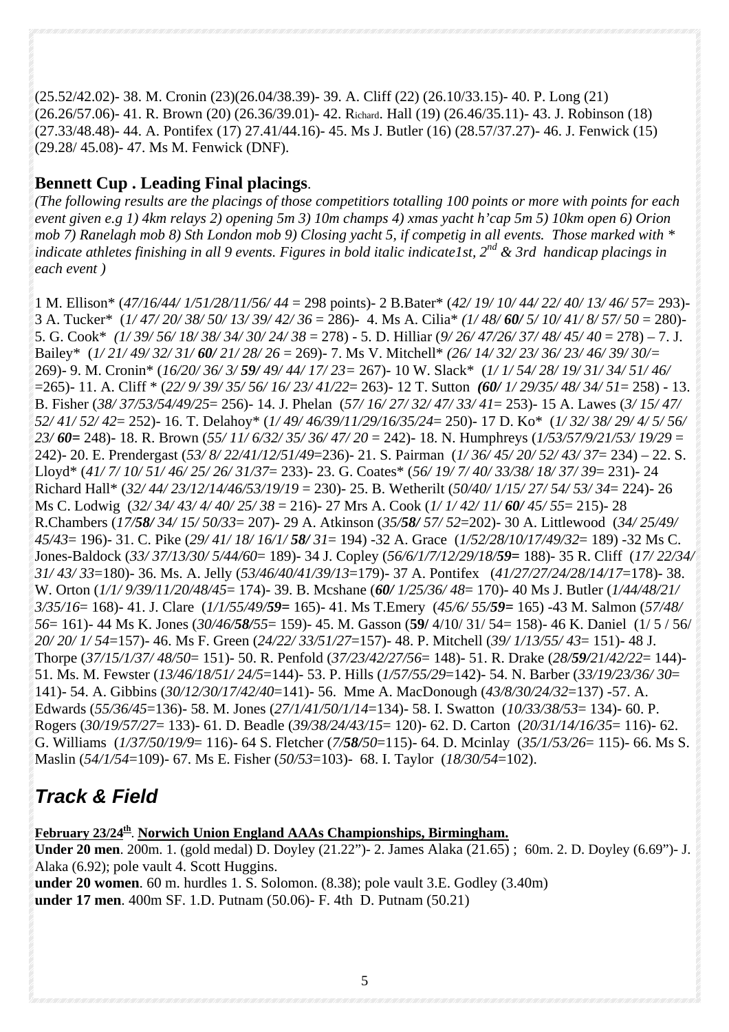(25.52/42.02)- 38. M. Cronin (23)(26.04/38.39)- 39. A. Cliff (22) (26.10/33.15)- 40. P. Long (21) (26.26/57.06)- 41. R. Brown (20) (26.36/39.01)- 42. Richard. Hall (19) (26.46/35.11)- 43. J. Robinson (18) (27.33/48.48)- 44. A. Pontifex (17) 27.41/44.16)- 45. Ms J. Butler (16) (28.57/37.27)- 46. J. Fenwick (15) (29.28/ 45.08)- 47. Ms M. Fenwick (DNF).

## Bennett Cup . Leading Final placings.

*(The following results are the placings of those competitiors totalling 100 points or more with points for each event given e.g 1) 4km relays 2) opening 5m 3) 10m champs 4) xmas yacht h'cap 5m 5) 10km open 6) Orion mob 7) Ranelagh mob 8) Sth London mob 9) Closing yacht 5, if competig in all events. Those marked with * indicate athletes finishing in all 9 events. Figures in bold italic indicate1st, 2nd & 3rd handicap placings in each event )*

1 M. Ellison* (*47/16/44/ 1/51/28/11/56/ 44* = 298 points)- 2 B.Bater* (*42/ 19/ 10/ 44/ 22/ 40/ 13/ 46/ 57*= 293)- 3 A. Tucker* (*1/ 47/ 20/ 38/ 50/ 13/ 39/ 42/ 36* = 286)- 4. Ms A. Cilia* (*1/ 48/ **60/** 5/ 10/ 41/ 8/ 57/ 50* = 280)- 5. G. Cook* (*1/ 39/ 56/ 18/ 38/ 34/ 30/ 24/ 38* = 278) - 5. D. Hilliar (*9/ 26/ 47/26/ 37/ 48/ 45/ 40* = 278) – 7. J. Bailey* (*1/ 21/ 49/ 32/ 31/ **60/** 21/ 28/ 26* = 269)- 7. Ms V. Mitchell* *(26/ 14/ 32/ 23/ 36/ 23/ 46/ 39/ 30/*= 269)- 9. M. Cronin* (*16/20/ 36/ 3/ **59/** 49/ 44/ 17/ 23*= 267)- 10 W. Slack* (*1/ 1/ 54/ 28/ 19/ 31/ 34/ 51/ 46/* =265)- 11. A. Cliff * (*22/ 9/ 39/ 35/ 56/ 16/ 23/ 41/22*= 263)- 12 T. Sutton (***60/** 1/ 29/35/ 48/ 34/ 51*= 258) - 13. B. Fisher (*38/ 37/53/54/49/25*= 256)- 14. J. Phelan (*57/ 16/ 27/ 32/ 47/ 33/ 41*= 253)- 15 A. Lawes (*3/ 15/ 47/ 52/ 41/ 52/ 42*= 252)- 16. T. Delahoy* (*1/ 49/ 46/39/11/29/16/35/24*= 250)- 17 D. Ko* (*1/ 32/ 38/ 29/ 4/ 5/ 56/ 23/ **60=*** 248)- 18. R. Brown (*55/ 11/ 6/32/ 35/ 36/ 47/ 20* = 242)- 18. N. Humphreys (*1/53/57/9/21/53/ 19/29* = 242)- 20. E. Prendergast (*53/ 8/ 22/41/12/51/49*=236)- 21. S. Pairman (*1/ 36/ 45/ 20/ 52/ 43/ 37*= 234) – 22. S. Lloyd* (*41/ 7/ 10/ 51/ 46/ 25/ 26/ 31/37*= 233)- 23. G. Coates* (*56/ 19/ 7/ 40/ 33/38/ 18/ 37/ 39*= 231)- 24 Richard Hall* (*32/ 44/ 23/12/14/46/53/19/19* = 230)- 25. B. Wetherilt (*50/40/ 1/15/ 27/ 54/ 53/ 34*= 224)- 26 Ms C. Lodwig (*32/ 34/ 43/ 4/ 40/ 25/ 38* = 216)- 27 Mrs A. Cook (*1/ 1/ 42/ 11/ **60/** 45/ 55*= 215)- 28 R.Chambers (*17/**58/** 34/ 15/ 50/33*= 207)- 29 A. Atkinson (*35/**58/** 57/ 52*=202)- 30 A. Littlewood (*34/ 25/49/ 45/43*= 196)- 31. C. Pike (*29/ 41/ 18/ 16/1/ **58/** 31*= 194) -32 A. Grace (*1/52/28/10/17/49/32*= 189) -32 Ms C. Jones-Baldock (*33/ 37/13/30/ 5/44/60*= 189)- 34 J. Copley (*56/6/1/7/12/29/18/**59=*** 188)- 35 R. Cliff (*17/ 22/34/ 31/ 43/ 33*=180)- 36. Ms. A. Jelly (*53/46/40/41/39/13*=179)- 37 A. Pontifex (*41/27/27/24/28/14/17*=178)- 38. W. Orton (*1/1/ 9/39/11/20/48/45*= 174)- 39. B. Mcshane (***60/** 1/25/36/ 48*= 170)- 40 Ms J. Butler (*1/44/48/21/ 3/35/16*= 168)- 41. J. Clare (*1/1/55/49/**59=*** 165)- 41. Ms T.Emery (*45/6/ 55/**59=*** 165) -43 M. Salmon (*57/48/ 56*= 161)- 44 Ms K. Jones (*30/46/**58/**55*= 159)- 45. M. Gasson (**59/** 4/10/ 31/ 54= 158)- 46 K. Daniel (1/ 5 / 56/ *20/ 20/ 1/ 54*=157)- 46. Ms F. Green (*24/22/ 33/51/27*=157)- 48. P. Mitchell (*39/ 1/13/55/ 43*= 151)- 48 J. Thorpe (*37/15/1/37/ 48/50*= 151)- 50. R. Penfold (*37/23/42/27/56*= 148)- 51. R. Drake (*28/**59/**21/42/22*= 144)- 51. Ms. M. Fewster (*13/46/18/51/ 24/5*=144)- 53. P. Hills (*1/57/55/29*=142)- 54. N. Barber (*33/19/23/36/ 30*= 141)- 54. A. Gibbins (*30/12/30/17/42/40*=141)- 56. Mme A. MacDonough (*43/8/30/24/32*=137) -57. A. Edwards (*55/36/45*=136)- 58. M. Jones (*27/1/41/50/1/14*=134)- 58. I. Swatton (*10/33/38/53*= 134)- 60. P. Rogers (*30/19/57/27*= 133)- 61. D. Beadle (*39/38/24/43/15*= 120)- 62. D. Carton (*20/31/14/16/35*= 116)- 62. G. Williams (*1/37/50/19/9*= 116)- 64 S. Fletcher (*7/**58/**50*=115)- 64. D. Mcinlay (*35/1/53/26*= 115)- 66. Ms S. Maslin (*54/1/54*=109)- 67. Ms E. Fisher (*50/53*=103)- 68. I. Taylor (*18/30/54*=102).

## *Track & Field*

**February 23/24th. Norwich Union England AAAs Championships, Birmingham.**

**Under 20 men**. 200m. 1. (gold medal) D. Doyley (21.22")- 2. James Alaka (21.65) ; 60m. 2. D. Doyley (6.69")- J. Alaka (6.92); pole vault 4. Scott Huggins.

**under 20 women**. 60 m. hurdles 1. S. Solomon. (8.38); pole vault 3.E. Godley (3.40m)

**under 17 men**. 400m SF. 1.D. Putnam (50.06)- F. 4th D. Putnam (50.21)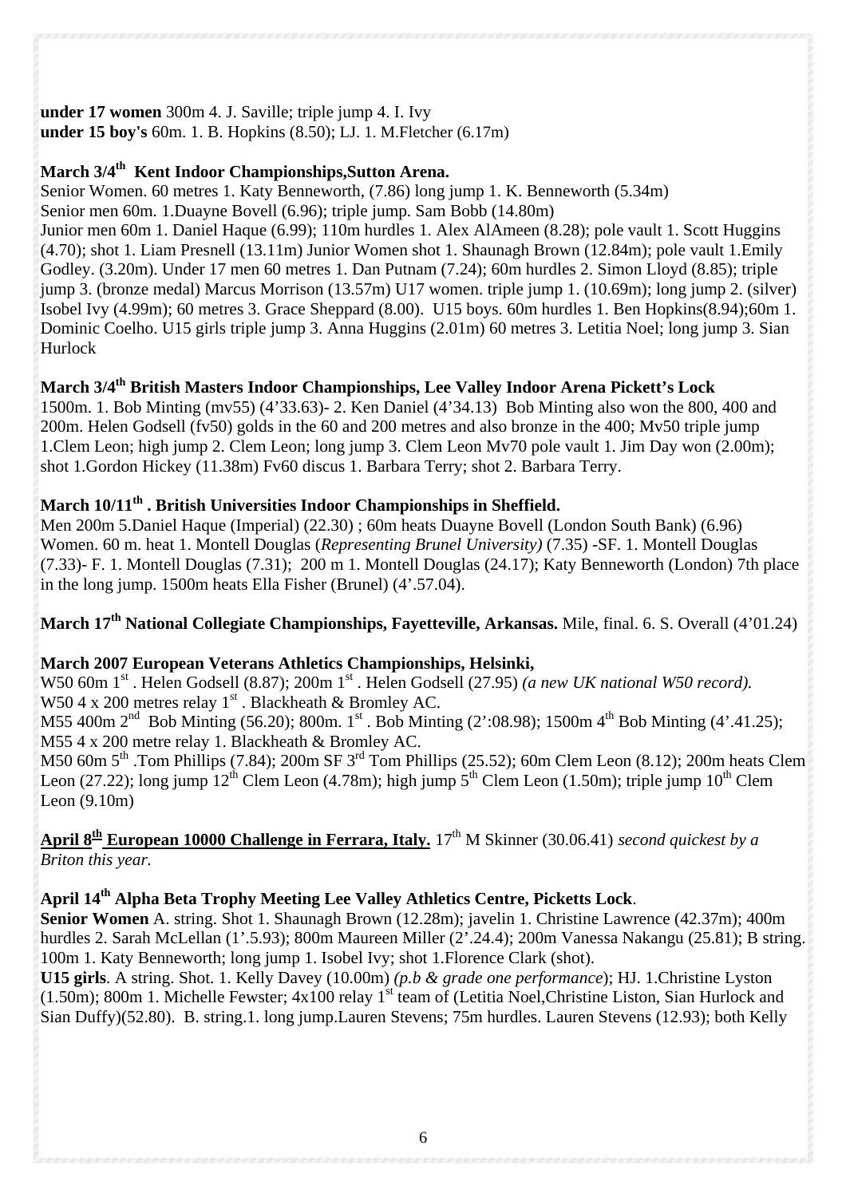**under 17 women** 300m 4. J. Saville; triple jump 4. I. Ivy
**under 15 boy's** 60m. 1. B. Hopkins (8.50); LJ. 1. M.Fletcher (6.17m)

**March 3/4th Kent Indoor Championships,Sutton Arena.**
Senior Women. 60 metres 1. Katy Benneworth, (7.86) long jump 1. K. Benneworth (5.34m)
Senior men 60m. 1.Duayne Bovell (6.96); triple jump. Sam Bobb (14.80m)
Junior men 60m 1. Daniel Haque (6.99); 110m hurdles 1. Alex AlAmeen (8.28); pole vault 1. Scott Huggins (4.70); shot 1. Liam Presnell (13.11m) Junior Women shot 1. Shaunagh Brown (12.84m); pole vault 1.Emily Godley. (3.20m). Under 17 men 60 metres 1. Dan Putnam (7.24); 60m hurdles 2. Simon Lloyd (8.85); triple jump 3. (bronze medal) Marcus Morrison (13.57m) U17 women. triple jump 1. (10.69m); long jump 2. (silver) Isobel Ivy (4.99m); 60 metres 3. Grace Sheppard (8.00). U15 boys. 60m hurdles 1. Ben Hopkins(8.94);60m 1. Dominic Coelho. U15 girls triple jump 3. Anna Huggins (2.01m) 60 metres 3. Letitia Noel; long jump 3. Sian Hurlock

**March 3/4th British Masters Indoor Championships, Lee Valley Indoor Arena Pickett's Lock**
1500m. 1. Bob Minting (mv55) (4'33.63)- 2. Ken Daniel (4'34.13) Bob Minting also won the 800, 400 and 200m. Helen Godsell (fv50) golds in the 60 and 200 metres and also bronze in the 400; Mv50 triple jump 1.Clem Leon; high jump 2. Clem Leon; long jump 3. Clem Leon Mv70 pole vault 1. Jim Day won (2.00m); shot 1.Gordon Hickey (11.38m) Fv60 discus 1. Barbara Terry; shot 2. Barbara Terry.

**March 10/11th . British Universities Indoor Championships in Sheffield.**
Men 200m 5.Daniel Haque (Imperial) (22.30) ; 60m heats Duayne Bovell (London South Bank) (6.96)
Women. 60 m. heat 1. Montell Douglas (*Representing Brunel University)* (7.35) -SF. 1. Montell Douglas (7.33)- F. 1. Montell Douglas (7.31); 200 m 1. Montell Douglas (24.17); Katy Benneworth (London) 7th place in the long jump. 1500m heats Ella Fisher (Brunel) (4'.57.04).

**March 17th National Collegiate Championships, Fayetteville, Arkansas.** Mile, final. 6. S. Overall (4'01.24)

**March 2007 European Veterans Athletics Championships, Helsinki,**
W50 60m 1st . Helen Godsell (8.87); 200m 1st . Helen Godsell (27.95) *(a new UK national W50 record).*
W50 4 x 200 metres relay 1st . Blackheath & Bromley AC.
M55 400m 2nd Bob Minting (56.20); 800m. 1st . Bob Minting (2':08.98); 1500m 4th Bob Minting (4'.41.25);
M55 4 x 200 metre relay 1. Blackheath & Bromley AC.
M50 60m 5th .Tom Phillips (7.84); 200m SF 3rd Tom Phillips (25.52); 60m Clem Leon (8.12); 200m heats Clem Leon (27.22); long jump 12th Clem Leon (4.78m); high jump 5th Clem Leon (1.50m); triple jump 10th Clem Leon (9.10m)

**April 8th European 10000 Challenge in Ferrara, Italy.** 17th M Skinner (30.06.41) *second quickest by a Briton this year.*

**April 14th Alpha Beta Trophy Meeting Lee Valley Athletics Centre, Picketts Lock**.
**Senior Women** A. string. Shot 1. Shaunagh Brown (12.28m); javelin 1. Christine Lawrence (42.37m); 400m hurdles 2. Sarah McLellan (1'.5.93); 800m Maureen Miller (2'.24.4); 200m Vanessa Nakangu (25.81); B string. 100m 1. Katy Benneworth; long jump 1. Isobel Ivy; shot 1.Florence Clark (shot).
**U15 girls**. A string. Shot. 1. Kelly Davey (10.00m) *(p.b & grade one performance*); HJ. 1.Christine Lyston (1.50m); 800m 1. Michelle Fewster; 4x100 relay 1st team of (Letitia Noel,Christine Liston, Sian Hurlock and Sian Duffy)(52.80). B. string.1. long jump.Lauren Stevens; 75m hurdles. Lauren Stevens (12.93); both Kelly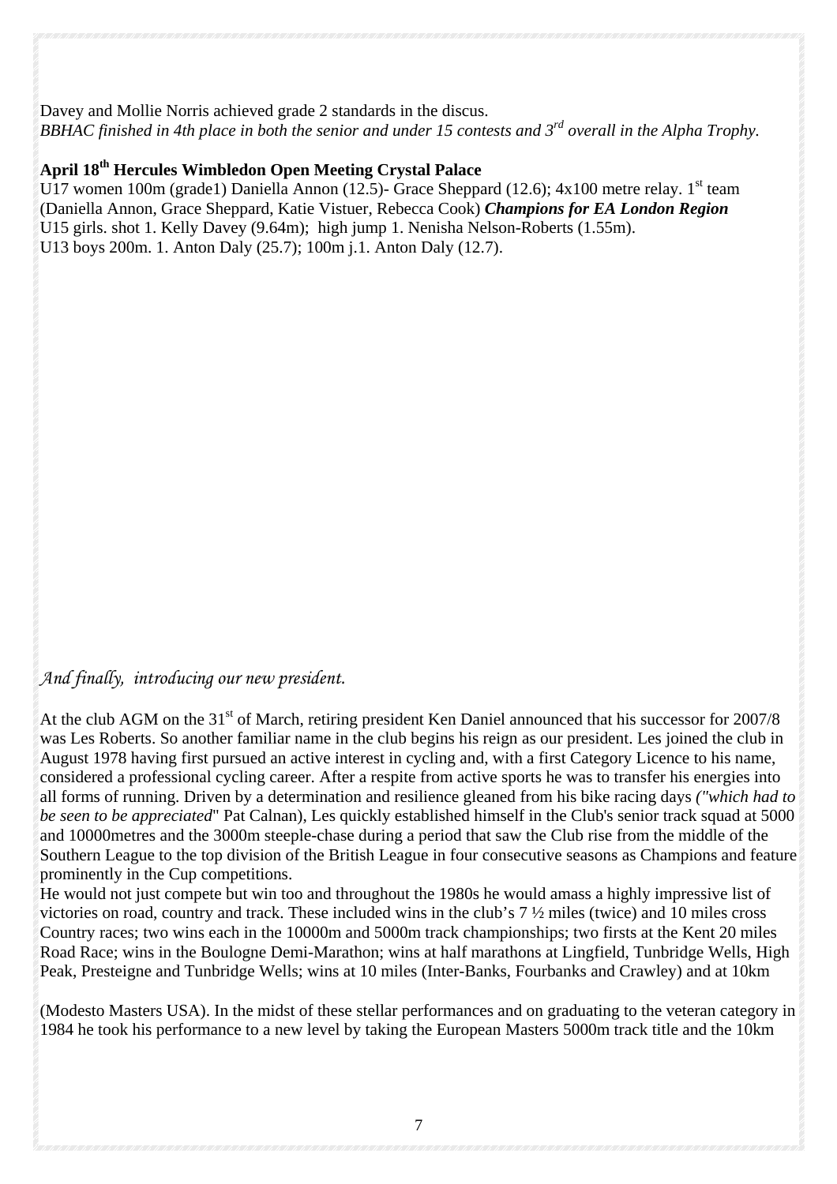Davey and Mollie Norris achieved grade 2 standards in the discus.

*BBHAC finished in 4th place in both the senior and under 15 contests and 3rd overall in the Alpha Trophy.*

**April 18th Hercules Wimbledon Open Meeting Crystal Palace**

U17 women 100m (grade1) Daniella Annon (12.5)- Grace Sheppard (12.6); 4x100 metre relay. 1st team (Daniella Annon, Grace Sheppard, Katie Vistuer, Rebecca Cook) ***Champions for EA London Region***

U15 girls. shot 1. Kelly Davey (9.64m); high jump 1. Nenisha Nelson-Roberts (1.55m).

U13 boys 200m. 1. Anton Daly (25.7); 100m j.1. Anton Daly (12.7).

*And finally, introducing our new president.*

At the club AGM on the 31st of March, retiring president Ken Daniel announced that his successor for 2007/8 was Les Roberts. So another familiar name in the club begins his reign as our president. Les joined the club in August 1978 having first pursued an active interest in cycling and, with a first Category Licence to his name, considered a professional cycling career. After a respite from active sports he was to transfer his energies into all forms of running. Driven by a determination and resilience gleaned from his bike racing days *("which had to be seen to be appreciated*" Pat Calnan), Les quickly established himself in the Club's senior track squad at 5000 and 10000metres and the 3000m steeple-chase during a period that saw the Club rise from the middle of the Southern League to the top division of the British League in four consecutive seasons as Champions and feature prominently in the Cup competitions.

He would not just compete but win too and throughout the 1980s he would amass a highly impressive list of victories on road, country and track. These included wins in the club's 7 ½ miles (twice) and 10 miles cross Country races; two wins each in the 10000m and 5000m track championships; two firsts at the Kent 20 miles Road Race; wins in the Boulogne Demi-Marathon; wins at half marathons at Lingfield, Tunbridge Wells, High Peak, Presteigne and Tunbridge Wells; wins at 10 miles (Inter-Banks, Fourbanks and Crawley) and at 10km

(Modesto Masters USA). In the midst of these stellar performances and on graduating to the veteran category in 1984 he took his performance to a new level by taking the European Masters 5000m track title and the 10km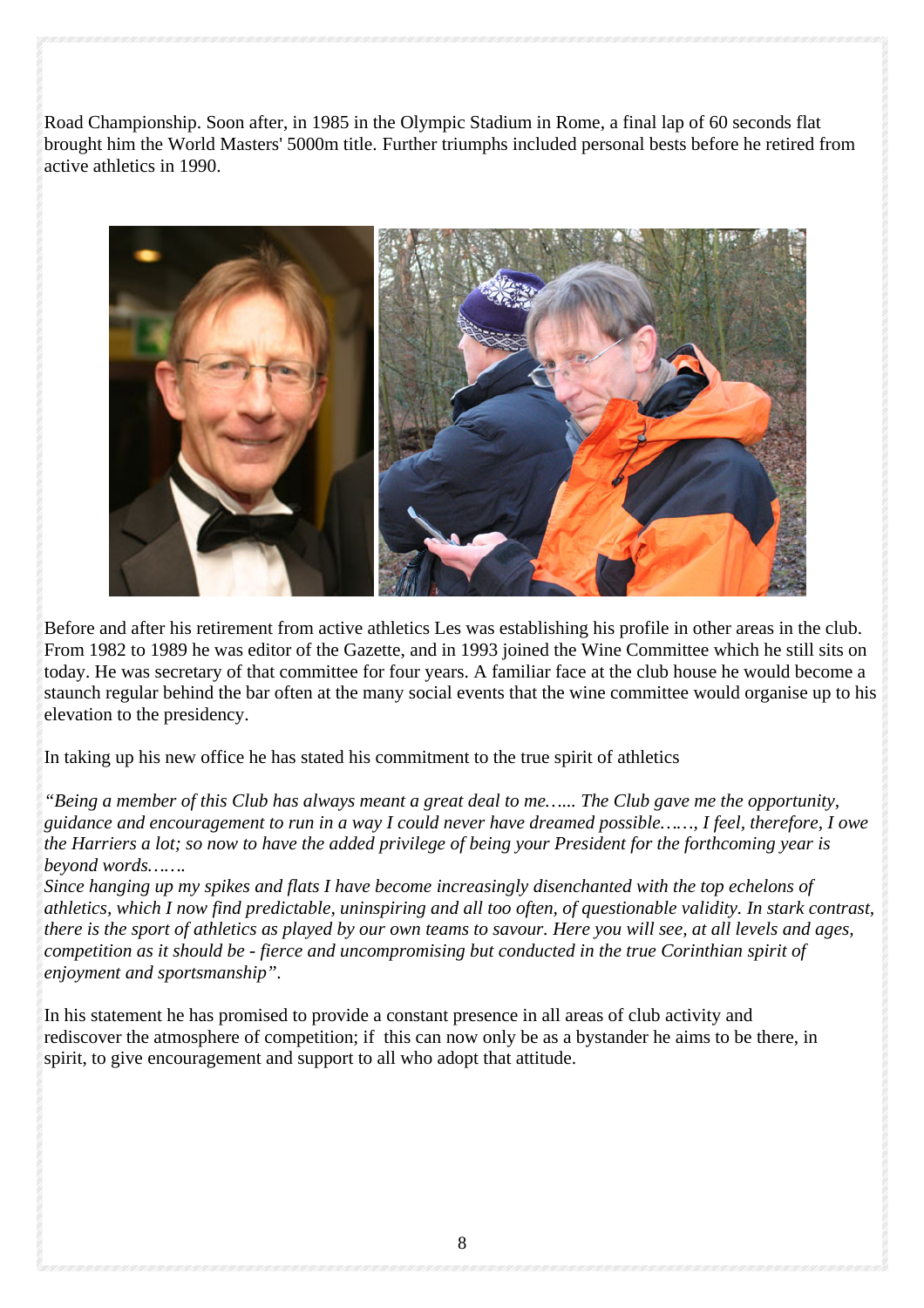Road Championship. Soon after, in 1985 in the Olympic Stadium in Rome, a final lap of 60 seconds flat brought him the World Masters' 5000m title. Further triumphs included personal bests before he retired from active athletics in 1990.

Before and after his retirement from active athletics Les was establishing his profile in other areas in the club. From 1982 to 1989 he was editor of the Gazette, and in 1993 joined the Wine Committee which he still sits on today. He was secretary of that committee for four years. A familiar face at the club house he would become a staunch regular behind the bar often at the many social events that the wine committee would organise up to his elevation to the presidency.

In taking up his new office he has stated his commitment to the true spirit of athletics

*"Being a member of this Club has always meant a great deal to me…... The Club gave me the opportunity, guidance and encouragement to run in a way I could never have dreamed possible……, I feel, therefore, I owe the Harriers a lot; so now to have the added privilege of being your President for the forthcoming year is beyond words…….*
*Since hanging up my spikes and flats I have become increasingly disenchanted with the top echelons of athletics, which I now find predictable, uninspiring and all too often, of questionable validity. In stark contrast, there is the sport of athletics as played by our own teams to savour. Here you will see, at all levels and ages, competition as it should be - fierce and uncompromising but conducted in the true Corinthian spirit of enjoyment and sportsmanship".*

In his statement he has promised to provide a constant presence in all areas of club activity and rediscover the atmosphere of competition; if this can now only be as a bystander he aims to be there, in spirit, to give encouragement and support to all who adopt that attitude.